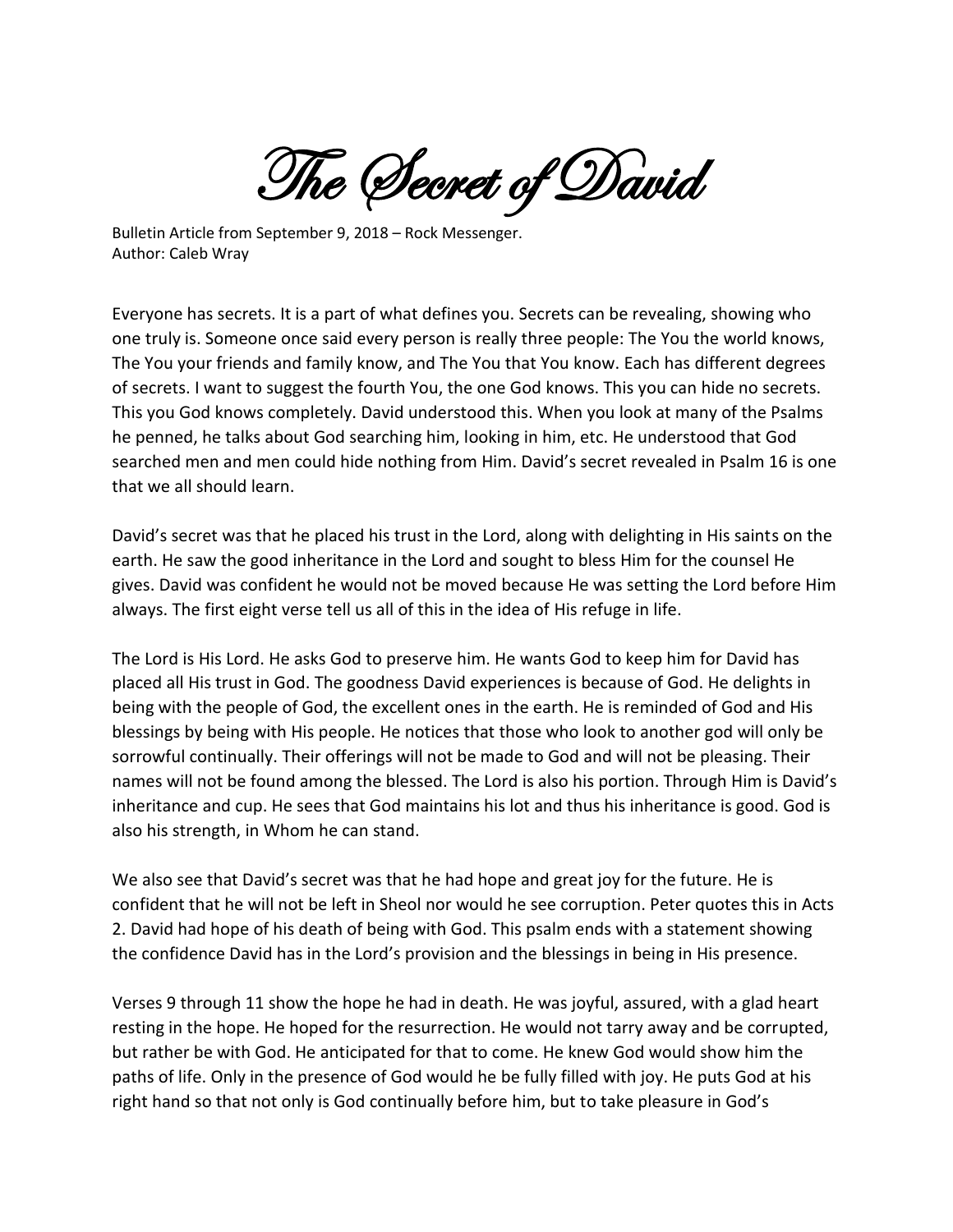# The Secret of David

Bulletin Article from September 9, 2018 – Rock Messenger.
Author: Caleb Wray

Everyone has secrets. It is a part of what defines you. Secrets can be revealing, showing who one truly is. Someone once said every person is really three people: The You the world knows, The You your friends and family know, and The You that You know. Each has different degrees of secrets. I want to suggest the fourth You, the one God knows. This you can hide no secrets. This you God knows completely. David understood this. When you look at many of the Psalms he penned, he talks about God searching him, looking in him, etc. He understood that God searched men and men could hide nothing from Him. David's secret revealed in Psalm 16 is one that we all should learn.

David's secret was that he placed his trust in the Lord, along with delighting in His saints on the earth. He saw the good inheritance in the Lord and sought to bless Him for the counsel He gives. David was confident he would not be moved because He was setting the Lord before Him always. The first eight verse tell us all of this in the idea of His refuge in life.

The Lord is His Lord. He asks God to preserve him. He wants God to keep him for David has placed all His trust in God. The goodness David experiences is because of God. He delights in being with the people of God, the excellent ones in the earth. He is reminded of God and His blessings by being with His people. He notices that those who look to another god will only be sorrowful continually. Their offerings will not be made to God and will not be pleasing. Their names will not be found among the blessed. The Lord is also his portion. Through Him is David's inheritance and cup. He sees that God maintains his lot and thus his inheritance is good. God is also his strength, in Whom he can stand.

We also see that David's secret was that he had hope and great joy for the future. He is confident that he will not be left in Sheol nor would he see corruption. Peter quotes this in Acts 2. David had hope of his death of being with God. This psalm ends with a statement showing the confidence David has in the Lord's provision and the blessings in being in His presence.

Verses 9 through 11 show the hope he had in death. He was joyful, assured, with a glad heart resting in the hope. He hoped for the resurrection. He would not tarry away and be corrupted, but rather be with God. He anticipated for that to come. He knew God would show him the paths of life. Only in the presence of God would he be fully filled with joy. He puts God at his right hand so that not only is God continually before him, but to take pleasure in God's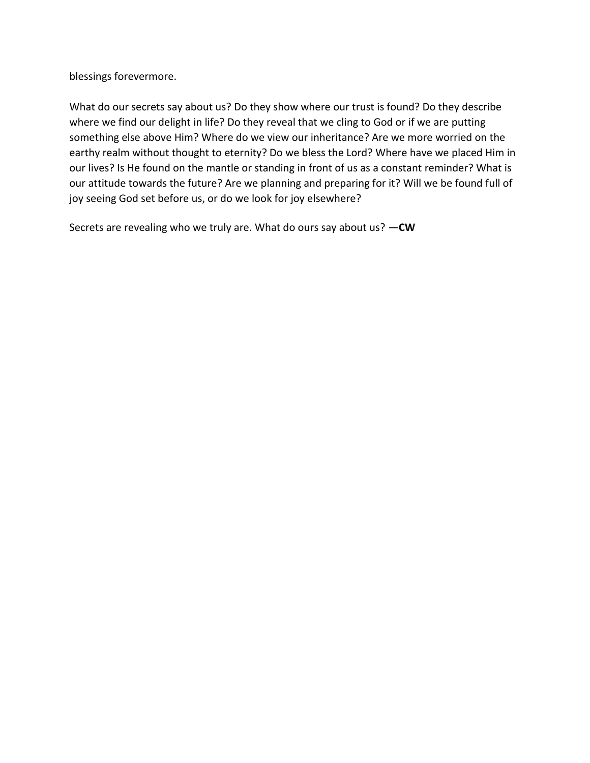blessings forevermore.

What do our secrets say about us? Do they show where our trust is found? Do they describe where we find our delight in life? Do they reveal that we cling to God or if we are putting something else above Him? Where do we view our inheritance? Are we more worried on the earthy realm without thought to eternity? Do we bless the Lord? Where have we placed Him in our lives? Is He found on the mantle or standing in front of us as a constant reminder? What is our attitude towards the future? Are we planning and preparing for it? Will we be found full of joy seeing God set before us, or do we look for joy elsewhere?

Secrets are revealing who we truly are. What do ours say about us? —**CW**